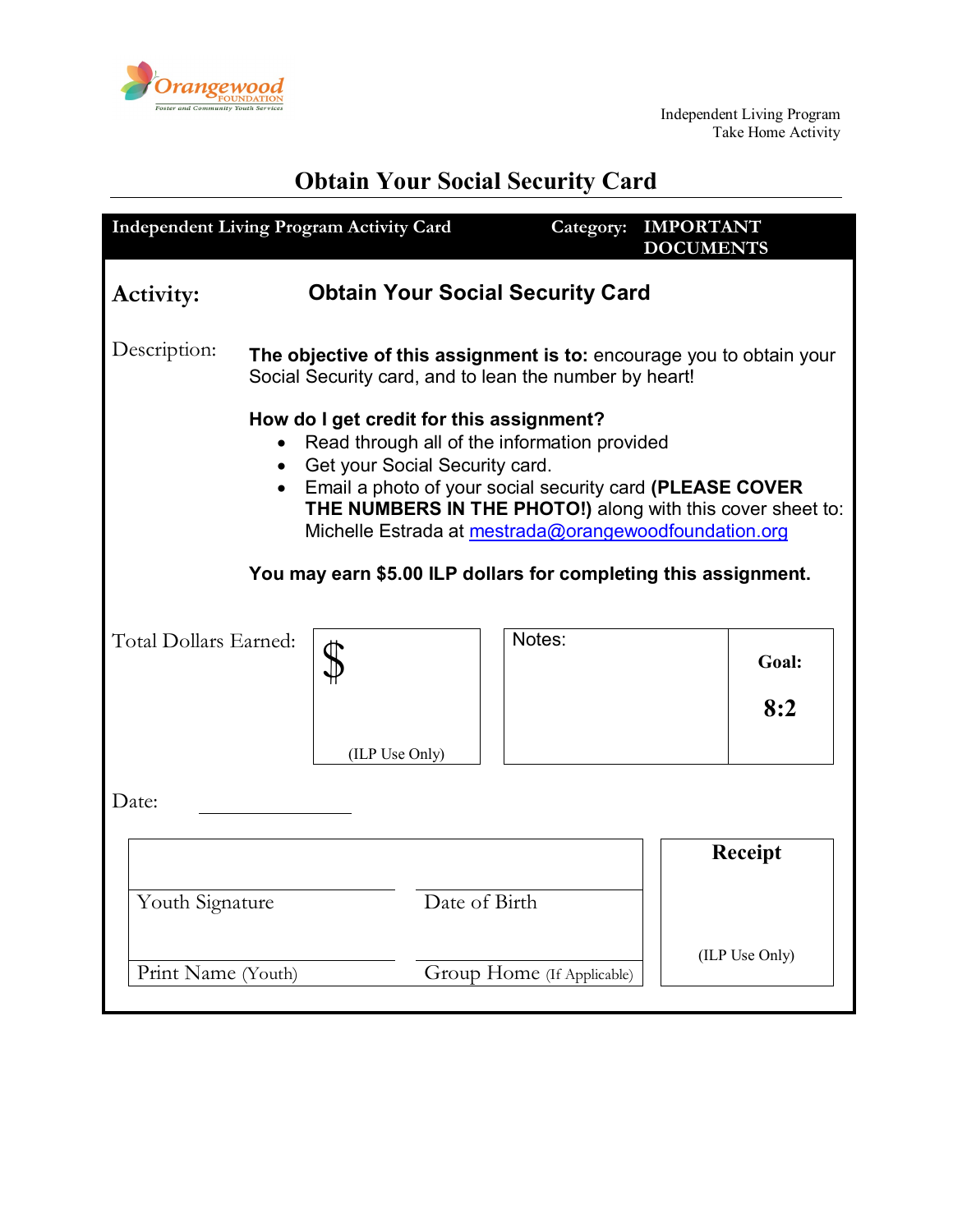Orangewood FOUNDATION
Foster and Community Youth Services

Independent Living Program
Take Home Activity

# Obtain Your Social Security Card

**Independent Living Program Activity Card** | **Category: IMPORTANT DOCUMENTS**

**Activity:** **Obtain Your Social Security Card**

Description:

**The objective of this assignment is to:** encourage you to obtain your Social Security card, and to lean the number by heart!

**How do I get credit for this assignment?**

- Read through all of the information provided
- Get your Social Security card.
- Email a photo of your social security card **(PLEASE COVER THE NUMBERS IN THE PHOTO!)** along with this cover sheet to: Michelle Estrada at mestrada@orangewoodfoundation.org

**You may earn $5.00 ILP dollars for completing this assignment.**

| Total Dollars Earned: | $ (ILP Use Only) | Notes: | **Goal: 8:2** |
|---|---|---|---|

Date: ____________

| | | |
|---|---|---|
| Youth Signature | Date of Birth | **Receipt** |
| Print Name (Youth) | Group Home (If Applicable) | (ILP Use Only) |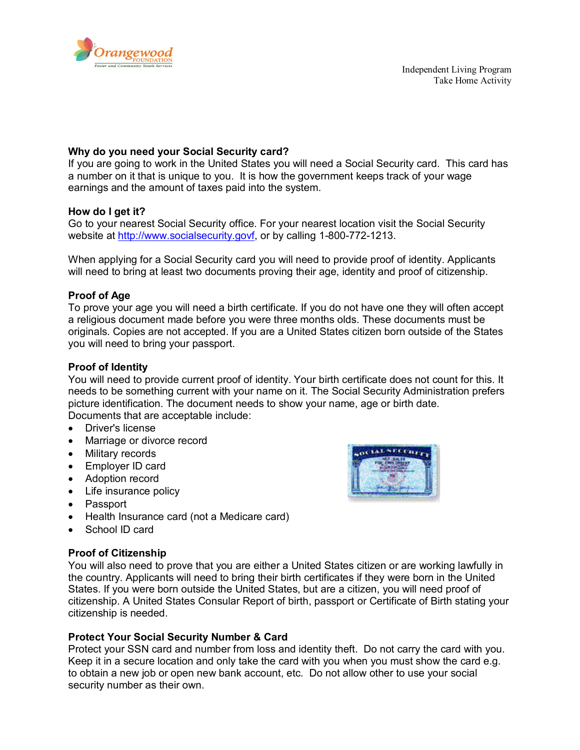Independent Living Program
Take Home Activity

**Why do you need your Social Security card?**

If you are going to work in the United States you will need a Social Security card. This card has a number on it that is unique to you. It is how the government keeps track of your wage earnings and the amount of taxes paid into the system.

**How do I get it?**

Go to your nearest Social Security office. For your nearest location visit the Social Security website at http://www.socialsecurity.govf, or by calling 1-800-772-1213.

When applying for a Social Security card you will need to provide proof of identity. Applicants will need to bring at least two documents proving their age, identity and proof of citizenship.

**Proof of Age**

To prove your age you will need a birth certificate. If you do not have one they will often accept a religious document made before you were three months olds. These documents must be originals. Copies are not accepted. If you are a United States citizen born outside of the States you will need to bring your passport.

**Proof of Identity**

You will need to provide current proof of identity. Your birth certificate does not count for this. It needs to be something current with your name on it. The Social Security Administration prefers picture identification. The document needs to show your name, age or birth date.
Documents that are acceptable include:

- Driver's license
- Marriage or divorce record
- Military records
- Employer ID card
- Adoption record
- Life insurance policy
- Passport
- Health Insurance card (not a Medicare card)
- School ID card

**Proof of Citizenship**

You will also need to prove that you are either a United States citizen or are working lawfully in the country. Applicants will need to bring their birth certificates if they were born in the United States. If you were born outside the United States, but are a citizen, you will need proof of citizenship. A United States Consular Report of birth, passport or Certificate of Birth stating your citizenship is needed.

**Protect Your Social Security Number & Card**

Protect your SSN card and number from loss and identity theft. Do not carry the card with you. Keep it in a secure location and only take the card with you when you must show the card e.g. to obtain a new job or open new bank account, etc. Do not allow other to use your social security number as their own.